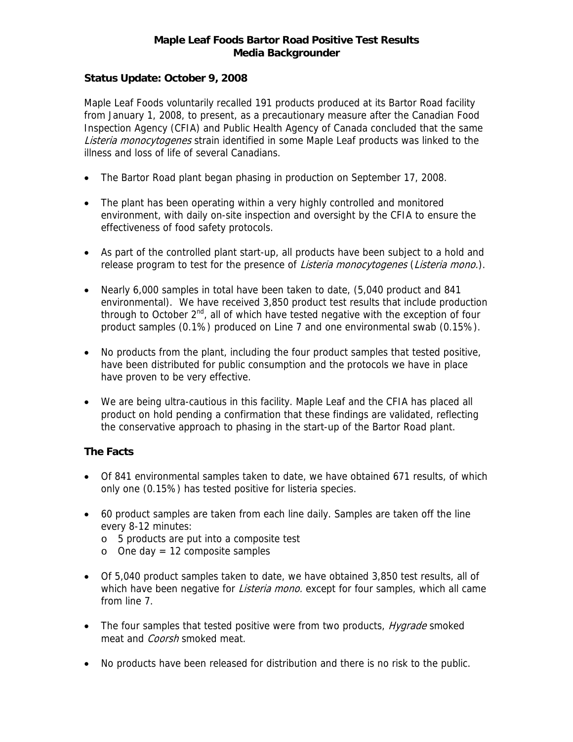# Maple Leaf Foods Bartor Road Positive Test Results
# Media Backgrounder

### Status Update: October 9, 2008

Maple Leaf Foods voluntarily recalled 191 products produced at its Bartor Road facility from January 1, 2008, to present, as a precautionary measure after the Canadian Food Inspection Agency (CFIA) and Public Health Agency of Canada concluded that the same *Listeria monocytogenes* strain identified in some Maple Leaf products was linked to the illness and loss of life of several Canadians.

- The Bartor Road plant began phasing in production on September 17, 2008.
- The plant has been operating within a very highly controlled and monitored environment, with daily on-site inspection and oversight by the CFIA to ensure the effectiveness of food safety protocols.
- As part of the controlled plant start-up, all products have been subject to a hold and release program to test for the presence of *Listeria monocytogenes* (*Listeria mono.*).
- Nearly 6,000 samples in total have been taken to date, (5,040 product and 841 environmental). We have received 3,850 product test results that include production through to October 2nd, all of which have tested negative with the exception of four product samples (0.1%) produced on Line 7 and one environmental swab (0.15%).
- No products from the plant, including the four product samples that tested positive, have been distributed for public consumption and the protocols we have in place have proven to be very effective.
- We are being ultra-cautious in this facility. Maple Leaf and the CFIA has placed all product on hold pending a confirmation that these findings are validated, reflecting the conservative approach to phasing in the start-up of the Bartor Road plant.

### The Facts

- Of 841 environmental samples taken to date, we have obtained 671 results, of which only one (0.15%) has tested positive for listeria species.
- 60 product samples are taken from each line daily. Samples are taken off the line every 8-12 minutes:
  - 5 products are put into a composite test
  - One day = 12 composite samples
- Of 5,040 product samples taken to date, we have obtained 3,850 test results, all of which have been negative for *Listeria mono.* except for four samples, which all came from line 7.
- The four samples that tested positive were from two products, *Hygrade* smoked meat and *Coorsh* smoked meat.
- No products have been released for distribution and there is no risk to the public.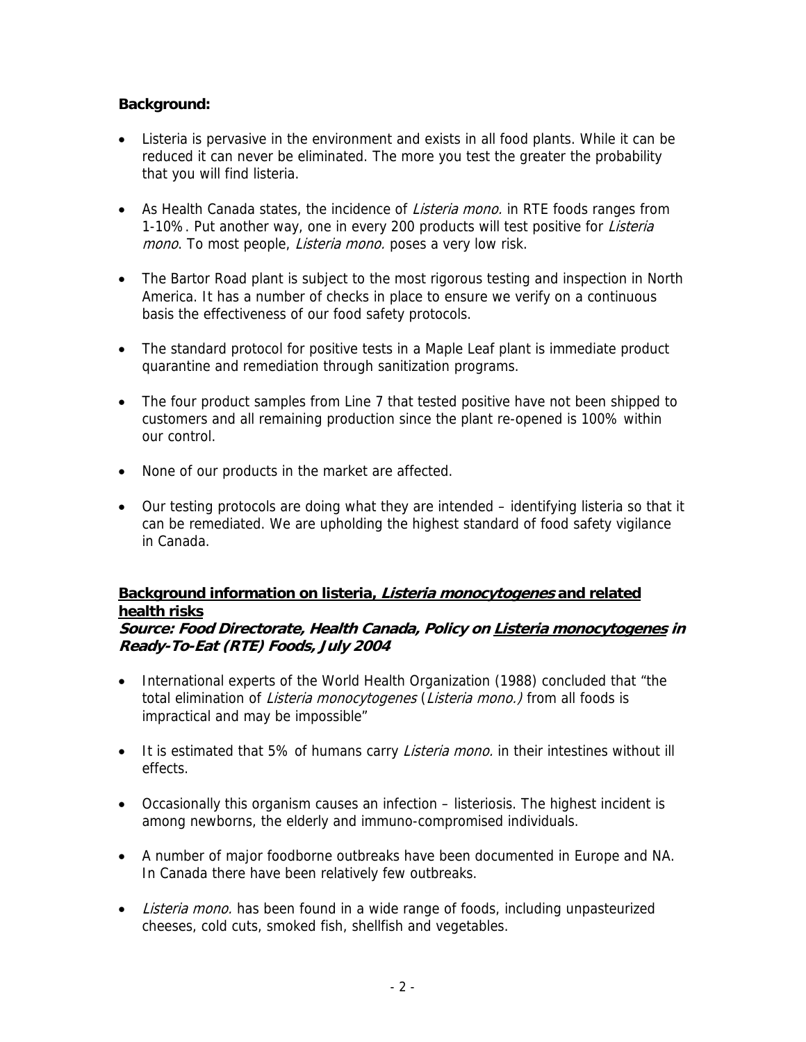**Background:**

- Listeria is pervasive in the environment and exists in all food plants. While it can be reduced it can never be eliminated. The more you test the greater the probability that you will find listeria.
- As Health Canada states, the incidence of *Listeria mono.* in RTE foods ranges from 1-10%. Put another way, one in every 200 products will test positive for *Listeria mono*. To most people, *Listeria mono.* poses a very low risk.
- The Bartor Road plant is subject to the most rigorous testing and inspection in North America. It has a number of checks in place to ensure we verify on a continuous basis the effectiveness of our food safety protocols.
- The standard protocol for positive tests in a Maple Leaf plant is immediate product quarantine and remediation through sanitization programs.
- The four product samples from Line 7 that tested positive have not been shipped to customers and all remaining production since the plant re-opened is 100% within our control.
- None of our products in the market are affected.
- Our testing protocols are doing what they are intended – identifying listeria so that it can be remediated. We are upholding the highest standard of food safety vigilance in Canada.

**Background information on listeria, *Listeria monocytogenes* and related health risks**

***Source: Food Directorate, Health Canada, Policy on Listeria monocytogenes in Ready-To-Eat (RTE) Foods, July 2004***

- International experts of the World Health Organization (1988) concluded that "the total elimination of *Listeria monocytogenes* (*Listeria mono.)* from all foods is impractical and may be impossible"
- It is estimated that 5% of humans carry *Listeria mono.* in their intestines without ill effects.
- Occasionally this organism causes an infection – listeriosis. The highest incident is among newborns, the elderly and immuno-compromised individuals.
- A number of major foodborne outbreaks have been documented in Europe and NA. In Canada there have been relatively few outbreaks.
- *Listeria mono.* has been found in a wide range of foods, including unpasteurized cheeses, cold cuts, smoked fish, shellfish and vegetables.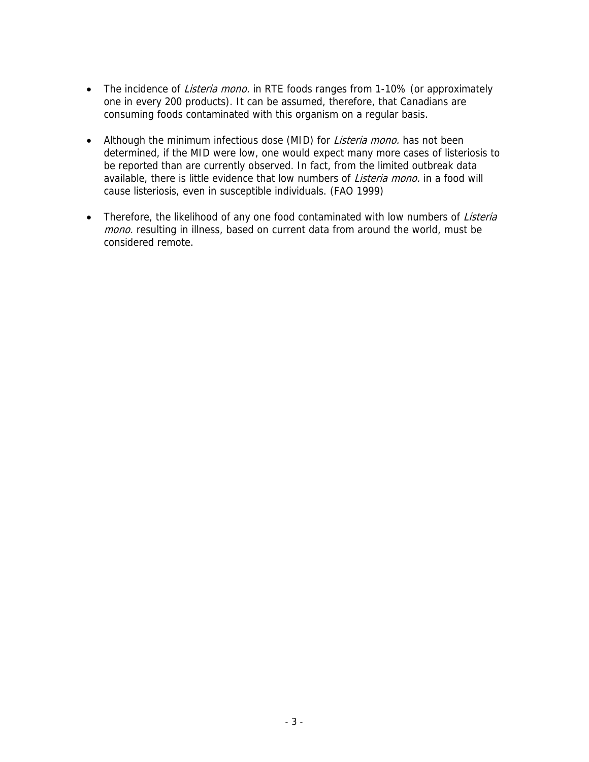- The incidence of *Listeria mono.* in RTE foods ranges from 1-10% (or approximately one in every 200 products). It can be assumed, therefore, that Canadians are consuming foods contaminated with this organism on a regular basis.

- Although the minimum infectious dose (MID) for *Listeria mono.* has not been determined, if the MID were low, one would expect many more cases of listeriosis to be reported than are currently observed. In fact, from the limited outbreak data available, there is little evidence that low numbers of *Listeria mono.* in a food will cause listeriosis, even in susceptible individuals. (FAO 1999)

- Therefore, the likelihood of any one food contaminated with low numbers of *Listeria mono.* resulting in illness, based on current data from around the world, must be considered remote.